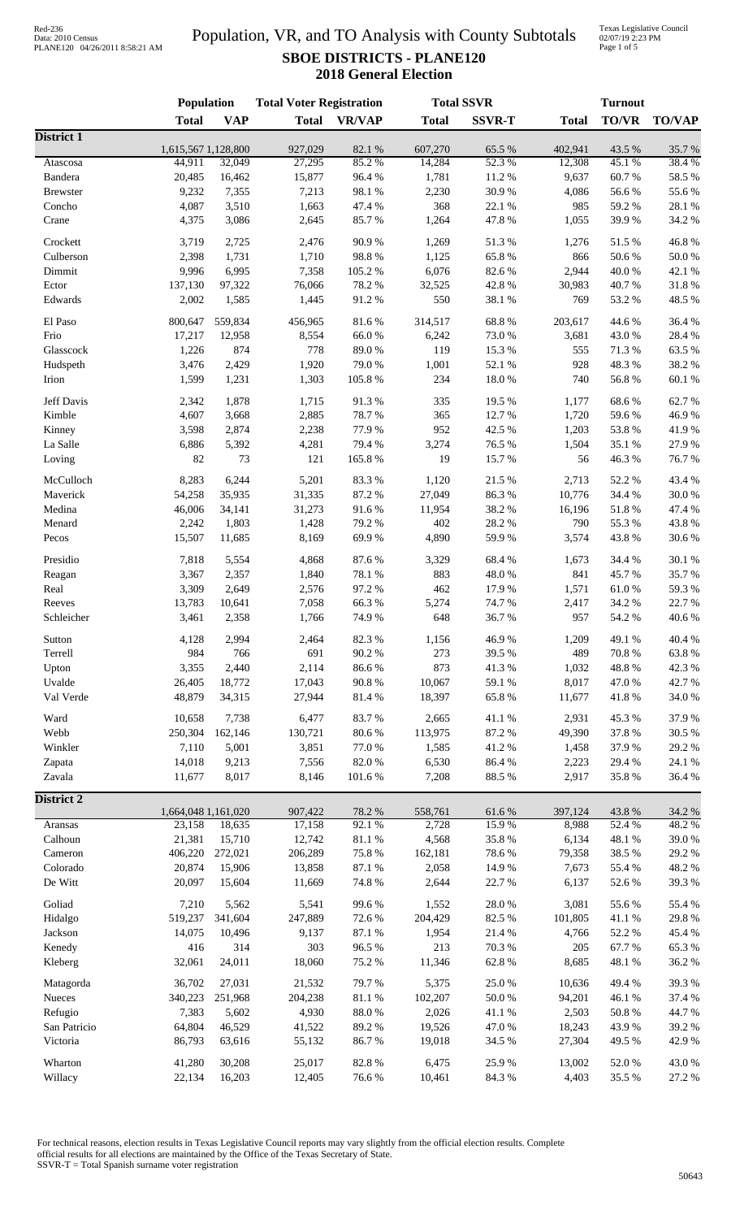# Population, VR, and TO Analysis with County Subtotals

## SBOE DISTRICTS - PLANE120

## 2018 General Election

Red-236
Data: 2010 Census
PLANE120 04/26/2011 8:58:21 AM

Texas Legislative Council
02/07/19 2:23 PM

| | Population | | Total Voter Registration | | Total SSVR | | Turnout | | |
|---|---|---|---|---|---|---|---|---|---|
| | Total | VAP | Total | VR/VAP | Total | SSVR-T | Total | TO/VR | TO/VAP |
| **District 1** | | | | | | | | | |
| | 1,615,567 | 1,128,800 | 927,029 | 82.1 % | 607,270 | 65.5 % | 402,941 | 43.5 % | 35.7 % |
| Atascosa | 44,911 | 32,049 | 27,295 | 85.2 % | 14,284 | 52.3 % | 12,308 | 45.1 % | 38.4 % |
| Bandera | 20,485 | 16,462 | 15,877 | 96.4 % | 1,781 | 11.2 % | 9,637 | 60.7 % | 58.5 % |
| Brewster | 9,232 | 7,355 | 7,213 | 98.1 % | 2,230 | 30.9 % | 4,086 | 56.6 % | 55.6 % |
| Concho | 4,087 | 3,510 | 1,663 | 47.4 % | 368 | 22.1 % | 985 | 59.2 % | 28.1 % |
| Crane | 4,375 | 3,086 | 2,645 | 85.7 % | 1,264 | 47.8 % | 1,055 | 39.9 % | 34.2 % |
| Crockett | 3,719 | 2,725 | 2,476 | 90.9 % | 1,269 | 51.3 % | 1,276 | 51.5 % | 46.8 % |
| Culberson | 2,398 | 1,731 | 1,710 | 98.8 % | 1,125 | 65.8 % | 866 | 50.6 % | 50.0 % |
| Dimmit | 9,996 | 6,995 | 7,358 | 105.2 % | 6,076 | 82.6 % | 2,944 | 40.0 % | 42.1 % |
| Ector | 137,130 | 97,322 | 76,066 | 78.2 % | 32,525 | 42.8 % | 30,983 | 40.7 % | 31.8 % |
| Edwards | 2,002 | 1,585 | 1,445 | 91.2 % | 550 | 38.1 % | 769 | 53.2 % | 48.5 % |
| El Paso | 800,647 | 559,834 | 456,965 | 81.6 % | 314,517 | 68.8 % | 203,617 | 44.6 % | 36.4 % |
| Frio | 17,217 | 12,958 | 8,554 | 66.0 % | 6,242 | 73.0 % | 3,681 | 43.0 % | 28.4 % |
| Glasscock | 1,226 | 874 | 778 | 89.0 % | 119 | 15.3 % | 555 | 71.3 % | 63.5 % |
| Hudspeth | 3,476 | 2,429 | 1,920 | 79.0 % | 1,001 | 52.1 % | 928 | 48.3 % | 38.2 % |
| Irion | 1,599 | 1,231 | 1,303 | 105.8 % | 234 | 18.0 % | 740 | 56.8 % | 60.1 % |
| Jeff Davis | 2,342 | 1,878 | 1,715 | 91.3 % | 335 | 19.5 % | 1,177 | 68.6 % | 62.7 % |
| Kimble | 4,607 | 3,668 | 2,885 | 78.7 % | 365 | 12.7 % | 1,720 | 59.6 % | 46.9 % |
| Kinney | 3,598 | 2,874 | 2,238 | 77.9 % | 952 | 42.5 % | 1,203 | 53.8 % | 41.9 % |
| La Salle | 6,886 | 5,392 | 4,281 | 79.4 % | 3,274 | 76.5 % | 1,504 | 35.1 % | 27.9 % |
| Loving | 82 | 73 | 121 | 165.8 % | 19 | 15.7 % | 56 | 46.3 % | 76.7 % |
| McCulloch | 8,283 | 6,244 | 5,201 | 83.3 % | 1,120 | 21.5 % | 2,713 | 52.2 % | 43.4 % |
| Maverick | 54,258 | 35,935 | 31,335 | 87.2 % | 27,049 | 86.3 % | 10,776 | 34.4 % | 30.0 % |
| Medina | 46,006 | 34,141 | 31,273 | 91.6 % | 11,954 | 38.2 % | 16,196 | 51.8 % | 47.4 % |
| Menard | 2,242 | 1,803 | 1,428 | 79.2 % | 402 | 28.2 % | 790 | 55.3 % | 43.8 % |
| Pecos | 15,507 | 11,685 | 8,169 | 69.9 % | 4,890 | 59.9 % | 3,574 | 43.8 % | 30.6 % |
| Presidio | 7,818 | 5,554 | 4,868 | 87.6 % | 3,329 | 68.4 % | 1,673 | 34.4 % | 30.1 % |
| Reagan | 3,367 | 2,357 | 1,840 | 78.1 % | 883 | 48.0 % | 841 | 45.7 % | 35.7 % |
| Real | 3,309 | 2,649 | 2,576 | 97.2 % | 462 | 17.9 % | 1,571 | 61.0 % | 59.3 % |
| Reeves | 13,783 | 10,641 | 7,058 | 66.3 % | 5,274 | 74.7 % | 2,417 | 34.2 % | 22.7 % |
| Schleicher | 3,461 | 2,358 | 1,766 | 74.9 % | 648 | 36.7 % | 957 | 54.2 % | 40.6 % |
| Sutton | 4,128 | 2,994 | 2,464 | 82.3 % | 1,156 | 46.9 % | 1,209 | 49.1 % | 40.4 % |
| Terrell | 984 | 766 | 691 | 90.2 % | 273 | 39.5 % | 489 | 70.8 % | 63.8 % |
| Upton | 3,355 | 2,440 | 2,114 | 86.6 % | 873 | 41.3 % | 1,032 | 48.8 % | 42.3 % |
| Uvalde | 26,405 | 18,772 | 17,043 | 90.8 % | 10,067 | 59.1 % | 8,017 | 47.0 % | 42.7 % |
| Val Verde | 48,879 | 34,315 | 27,944 | 81.4 % | 18,397 | 65.8 % | 11,677 | 41.8 % | 34.0 % |
| Ward | 10,658 | 7,738 | 6,477 | 83.7 % | 2,665 | 41.1 % | 2,931 | 45.3 % | 37.9 % |
| Webb | 250,304 | 162,146 | 130,721 | 80.6 % | 113,975 | 87.2 % | 49,390 | 37.8 % | 30.5 % |
| Winkler | 7,110 | 5,001 | 3,851 | 77.0 % | 1,585 | 41.2 % | 1,458 | 37.9 % | 29.2 % |
| Zapata | 14,018 | 9,213 | 7,556 | 82.0 % | 6,530 | 86.4 % | 2,223 | 29.4 % | 24.1 % |
| Zavala | 11,677 | 8,017 | 8,146 | 101.6 % | 7,208 | 88.5 % | 2,917 | 35.8 % | 36.4 % |
| **District 2** | | | | | | | | | |
| | 1,664,048 | 1,161,020 | 907,422 | 78.2 % | 558,761 | 61.6 % | 397,124 | 43.8 % | 34.2 % |
| Aransas | 23,158 | 18,635 | 17,158 | 92.1 % | 2,728 | 15.9 % | 8,988 | 52.4 % | 48.2 % |
| Calhoun | 21,381 | 15,710 | 12,742 | 81.1 % | 4,568 | 35.8 % | 6,134 | 48.1 % | 39.0 % |
| Cameron | 406,220 | 272,021 | 206,289 | 75.8 % | 162,181 | 78.6 % | 79,358 | 38.5 % | 29.2 % |
| Colorado | 20,874 | 15,906 | 13,858 | 87.1 % | 2,058 | 14.9 % | 7,673 | 55.4 % | 48.2 % |
| De Witt | 20,097 | 15,604 | 11,669 | 74.8 % | 2,644 | 22.7 % | 6,137 | 52.6 % | 39.3 % |
| Goliad | 7,210 | 5,562 | 5,541 | 99.6 % | 1,552 | 28.0 % | 3,081 | 55.6 % | 55.4 % |
| Hidalgo | 519,237 | 341,604 | 247,889 | 72.6 % | 204,429 | 82.5 % | 101,805 | 41.1 % | 29.8 % |
| Jackson | 14,075 | 10,496 | 9,137 | 87.1 % | 1,954 | 21.4 % | 4,766 | 52.2 % | 45.4 % |
| Kenedy | 416 | 314 | 303 | 96.5 % | 213 | 70.3 % | 205 | 67.7 % | 65.3 % |
| Kleberg | 32,061 | 24,011 | 18,060 | 75.2 % | 11,346 | 62.8 % | 8,685 | 48.1 % | 36.2 % |
| Matagorda | 36,702 | 27,031 | 21,532 | 79.7 % | 5,375 | 25.0 % | 10,636 | 49.4 % | 39.3 % |
| Nueces | 340,223 | 251,968 | 204,238 | 81.1 % | 102,207 | 50.0 % | 94,201 | 46.1 % | 37.4 % |
| Refugio | 7,383 | 5,602 | 4,930 | 88.0 % | 2,026 | 41.1 % | 2,503 | 50.8 % | 44.7 % |
| San Patricio | 64,804 | 46,529 | 41,522 | 89.2 % | 19,526 | 47.0 % | 18,243 | 43.9 % | 39.2 % |
| Victoria | 86,793 | 63,616 | 55,132 | 86.7 % | 19,018 | 34.5 % | 27,304 | 49.5 % | 42.9 % |
| Wharton | 41,280 | 30,208 | 25,017 | 82.8 % | 6,475 | 25.9 % | 13,002 | 52.0 % | 43.0 % |
| Willacy | 22,134 | 16,203 | 12,405 | 76.6 % | 10,461 | 84.3 % | 4,403 | 35.5 % | 27.2 % |

For technical reasons, election results in Texas Legislative Council reports may vary slightly from the official election results. Complete official results for all elections are maintained by the Office of the Texas Secretary of State.
SSVR-T = Total Spanish surname voter registration

50643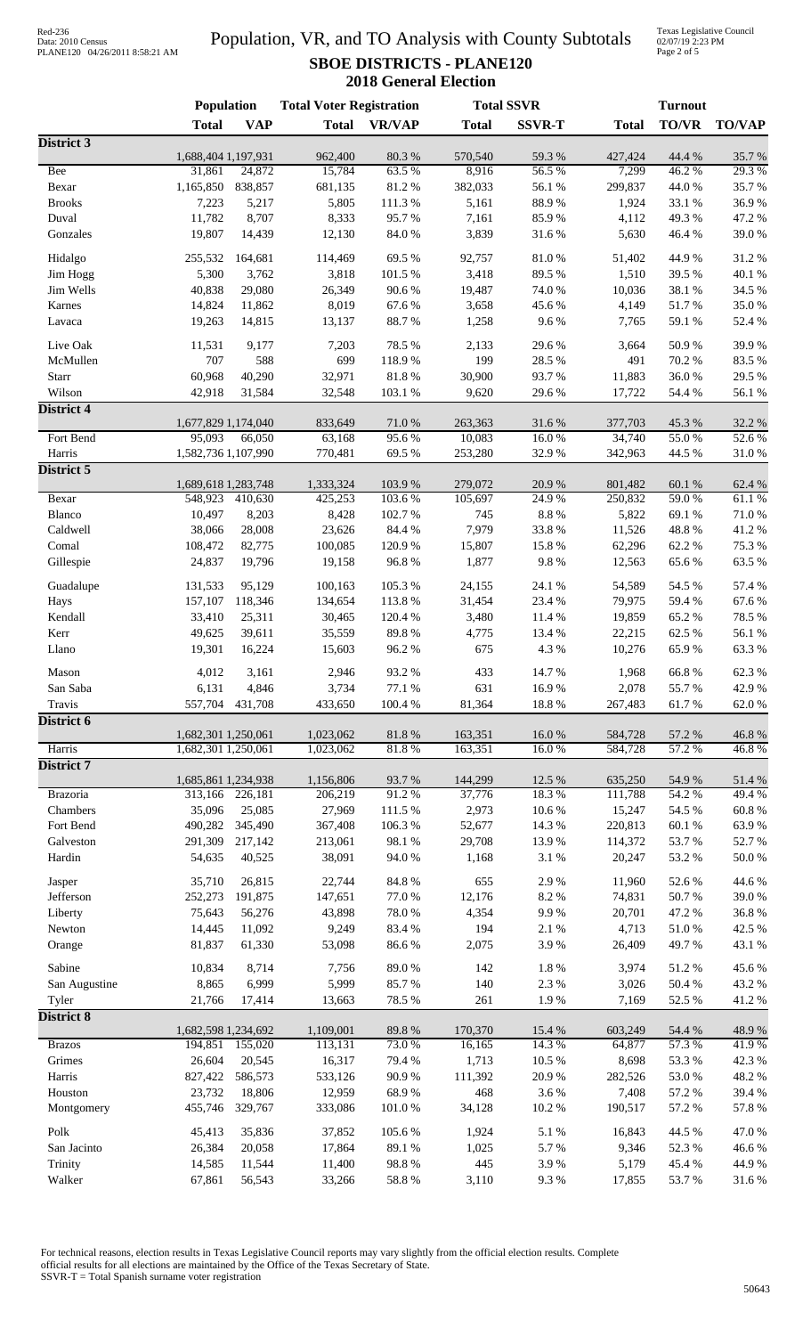# Population, VR, and TO Analysis with County Subtotals

Red-236
Data: 2010 Census
PLANE120 04/26/2011 8:58:21 AM

Texas Legislative Council
02/07/19 2:23 PM

## SBOE DISTRICTS - PLANE120
### 2018 General Election

| | Population | | Total Voter Registration | | Total SSVR | | Turnout | | |
|---|---|---|---|---|---|---|---|---|---|
| | **Total** | **VAP** | **Total** | **VR/VAP** | **Total** | **SSVR-T** | **Total** | **TO/VR** | **TO/VAP** |
| **District 3** | | | | | | | | | |
| | 1,688,404 | 1,197,931 | 962,400 | 80.3 % | 570,540 | 59.3 % | 427,424 | 44.4 % | 35.7 % |
| Bee | 31,861 | 24,872 | 15,784 | 63.5 % | 8,916 | 56.5 % | 7,299 | 46.2 % | 29.3 % |
| Bexar | 1,165,850 | 838,857 | 681,135 | 81.2 % | 382,033 | 56.1 % | 299,837 | 44.0 % | 35.7 % |
| Brooks | 7,223 | 5,217 | 5,805 | 111.3 % | 5,161 | 88.9 % | 1,924 | 33.1 % | 36.9 % |
| Duval | 11,782 | 8,707 | 8,333 | 95.7 % | 7,161 | 85.9 % | 4,112 | 49.3 % | 47.2 % |
| Gonzales | 19,807 | 14,439 | 12,130 | 84.0 % | 3,839 | 31.6 % | 5,630 | 46.4 % | 39.0 % |
| Hidalgo | 255,532 | 164,681 | 114,469 | 69.5 % | 92,757 | 81.0 % | 51,402 | 44.9 % | 31.2 % |
| Jim Hogg | 5,300 | 3,762 | 3,818 | 101.5 % | 3,418 | 89.5 % | 1,510 | 39.5 % | 40.1 % |
| Jim Wells | 40,838 | 29,080 | 26,349 | 90.6 % | 19,487 | 74.0 % | 10,036 | 38.1 % | 34.5 % |
| Karnes | 14,824 | 11,862 | 8,019 | 67.6 % | 3,658 | 45.6 % | 4,149 | 51.7 % | 35.0 % |
| Lavaca | 19,263 | 14,815 | 13,137 | 88.7 % | 1,258 | 9.6 % | 7,765 | 59.1 % | 52.4 % |
| Live Oak | 11,531 | 9,177 | 7,203 | 78.5 % | 2,133 | 29.6 % | 3,664 | 50.9 % | 39.9 % |
| McMullen | 707 | 588 | 699 | 118.9 % | 199 | 28.5 % | 491 | 70.2 % | 83.5 % |
| Starr | 60,968 | 40,290 | 32,971 | 81.8 % | 30,900 | 93.7 % | 11,883 | 36.0 % | 29.5 % |
| Wilson | 42,918 | 31,584 | 32,548 | 103.1 % | 9,620 | 29.6 % | 17,722 | 54.4 % | 56.1 % |
| **District 4** | | | | | | | | | |
| | 1,677,829 | 1,174,040 | 833,649 | 71.0 % | 263,363 | 31.6 % | 377,703 | 45.3 % | 32.2 % |
| Fort Bend | 95,093 | 66,050 | 63,168 | 95.6 % | 10,083 | 16.0 % | 34,740 | 55.0 % | 52.6 % |
| Harris | 1,582,736 | 1,107,990 | 770,481 | 69.5 % | 253,280 | 32.9 % | 342,963 | 44.5 % | 31.0 % |
| **District 5** | | | | | | | | | |
| | 1,689,618 | 1,283,748 | 1,333,324 | 103.9 % | 279,072 | 20.9 % | 801,482 | 60.1 % | 62.4 % |
| Bexar | 548,923 | 410,630 | 425,253 | 103.6 % | 105,697 | 24.9 % | 250,832 | 59.0 % | 61.1 % |
| Blanco | 10,497 | 8,203 | 8,428 | 102.7 % | 745 | 8.8 % | 5,822 | 69.1 % | 71.0 % |
| Caldwell | 38,066 | 28,008 | 23,626 | 84.4 % | 7,979 | 33.8 % | 11,526 | 48.8 % | 41.2 % |
| Comal | 108,472 | 82,775 | 100,085 | 120.9 % | 15,807 | 15.8 % | 62,296 | 62.2 % | 75.3 % |
| Gillespie | 24,837 | 19,796 | 19,158 | 96.8 % | 1,877 | 9.8 % | 12,563 | 65.6 % | 63.5 % |
| Guadalupe | 131,533 | 95,129 | 100,163 | 105.3 % | 24,155 | 24.1 % | 54,589 | 54.5 % | 57.4 % |
| Hays | 157,107 | 118,346 | 134,654 | 113.8 % | 31,454 | 23.4 % | 79,975 | 59.4 % | 67.6 % |
| Kendall | 33,410 | 25,311 | 30,465 | 120.4 % | 3,480 | 11.4 % | 19,859 | 65.2 % | 78.5 % |
| Kerr | 49,625 | 39,611 | 35,559 | 89.8 % | 4,775 | 13.4 % | 22,215 | 62.5 % | 56.1 % |
| Llano | 19,301 | 16,224 | 15,603 | 96.2 % | 675 | 4.3 % | 10,276 | 65.9 % | 63.3 % |
| Mason | 4,012 | 3,161 | 2,946 | 93.2 % | 433 | 14.7 % | 1,968 | 66.8 % | 62.3 % |
| San Saba | 6,131 | 4,846 | 3,734 | 77.1 % | 631 | 16.9 % | 2,078 | 55.7 % | 42.9 % |
| Travis | 557,704 | 431,708 | 433,650 | 100.4 % | 81,364 | 18.8 % | 267,483 | 61.7 % | 62.0 % |
| **District 6** | | | | | | | | | |
| | 1,682,301 | 1,250,061 | 1,023,062 | 81.8 % | 163,351 | 16.0 % | 584,728 | 57.2 % | 46.8 % |
| Harris | 1,682,301 | 1,250,061 | 1,023,062 | 81.8 % | 163,351 | 16.0 % | 584,728 | 57.2 % | 46.8 % |
| **District 7** | | | | | | | | | |
| | 1,685,861 | 1,234,938 | 1,156,806 | 93.7 % | 144,299 | 12.5 % | 635,250 | 54.9 % | 51.4 % |
| Brazoria | 313,166 | 226,181 | 206,219 | 91.2 % | 37,776 | 18.3 % | 111,788 | 54.2 % | 49.4 % |
| Chambers | 35,096 | 25,085 | 27,969 | 111.5 % | 2,973 | 10.6 % | 15,247 | 54.5 % | 60.8 % |
| Fort Bend | 490,282 | 345,490 | 367,408 | 106.3 % | 52,677 | 14.3 % | 220,813 | 60.1 % | 63.9 % |
| Galveston | 291,309 | 217,142 | 213,061 | 98.1 % | 29,708 | 13.9 % | 114,372 | 53.7 % | 52.7 % |
| Hardin | 54,635 | 40,525 | 38,091 | 94.0 % | 1,168 | 3.1 % | 20,247 | 53.2 % | 50.0 % |
| Jasper | 35,710 | 26,815 | 22,744 | 84.8 % | 655 | 2.9 % | 11,960 | 52.6 % | 44.6 % |
| Jefferson | 252,273 | 191,875 | 147,651 | 77.0 % | 12,176 | 8.2 % | 74,831 | 50.7 % | 39.0 % |
| Liberty | 75,643 | 56,276 | 43,898 | 78.0 % | 4,354 | 9.9 % | 20,701 | 47.2 % | 36.8 % |
| Newton | 14,445 | 11,092 | 9,249 | 83.4 % | 194 | 2.1 % | 4,713 | 51.0 % | 42.5 % |
| Orange | 81,837 | 61,330 | 53,098 | 86.6 % | 2,075 | 3.9 % | 26,409 | 49.7 % | 43.1 % |
| Sabine | 10,834 | 8,714 | 7,756 | 89.0 % | 142 | 1.8 % | 3,974 | 51.2 % | 45.6 % |
| San Augustine | 8,865 | 6,999 | 5,999 | 85.7 % | 140 | 2.3 % | 3,026 | 50.4 % | 43.2 % |
| Tyler | 21,766 | 17,414 | 13,663 | 78.5 % | 261 | 1.9 % | 7,169 | 52.5 % | 41.2 % |
| **District 8** | | | | | | | | | |
| | 1,682,598 | 1,234,692 | 1,109,001 | 89.8 % | 170,370 | 15.4 % | 603,249 | 54.4 % | 48.9 % |
| Brazos | 194,851 | 155,020 | 113,131 | 73.0 % | 16,165 | 14.3 % | 64,877 | 57.3 % | 41.9 % |
| Grimes | 26,604 | 20,545 | 16,317 | 79.4 % | 1,713 | 10.5 % | 8,698 | 53.3 % | 42.3 % |
| Harris | 827,422 | 586,573 | 533,126 | 90.9 % | 111,392 | 20.9 % | 282,526 | 53.0 % | 48.2 % |
| Houston | 23,732 | 18,806 | 12,959 | 68.9 % | 468 | 3.6 % | 7,408 | 57.2 % | 39.4 % |
| Montgomery | 455,746 | 329,767 | 333,086 | 101.0 % | 34,128 | 10.2 % | 190,517 | 57.2 % | 57.8 % |
| Polk | 45,413 | 35,836 | 37,852 | 105.6 % | 1,924 | 5.1 % | 16,843 | 44.5 % | 47.0 % |
| San Jacinto | 26,384 | 20,058 | 17,864 | 89.1 % | 1,025 | 5.7 % | 9,346 | 52.3 % | 46.6 % |
| Trinity | 14,585 | 11,544 | 11,400 | 98.8 % | 445 | 3.9 % | 5,179 | 45.4 % | 44.9 % |
| Walker | 67,861 | 56,543 | 33,266 | 58.8 % | 3,110 | 9.3 % | 17,855 | 53.7 % | 31.6 % |

For technical reasons, election results in Texas Legislative Council reports may vary slightly from the official election results. Complete official results for all elections are maintained by the Office of the Texas Secretary of State.
SSVR-T = Total Spanish surname voter registration

50643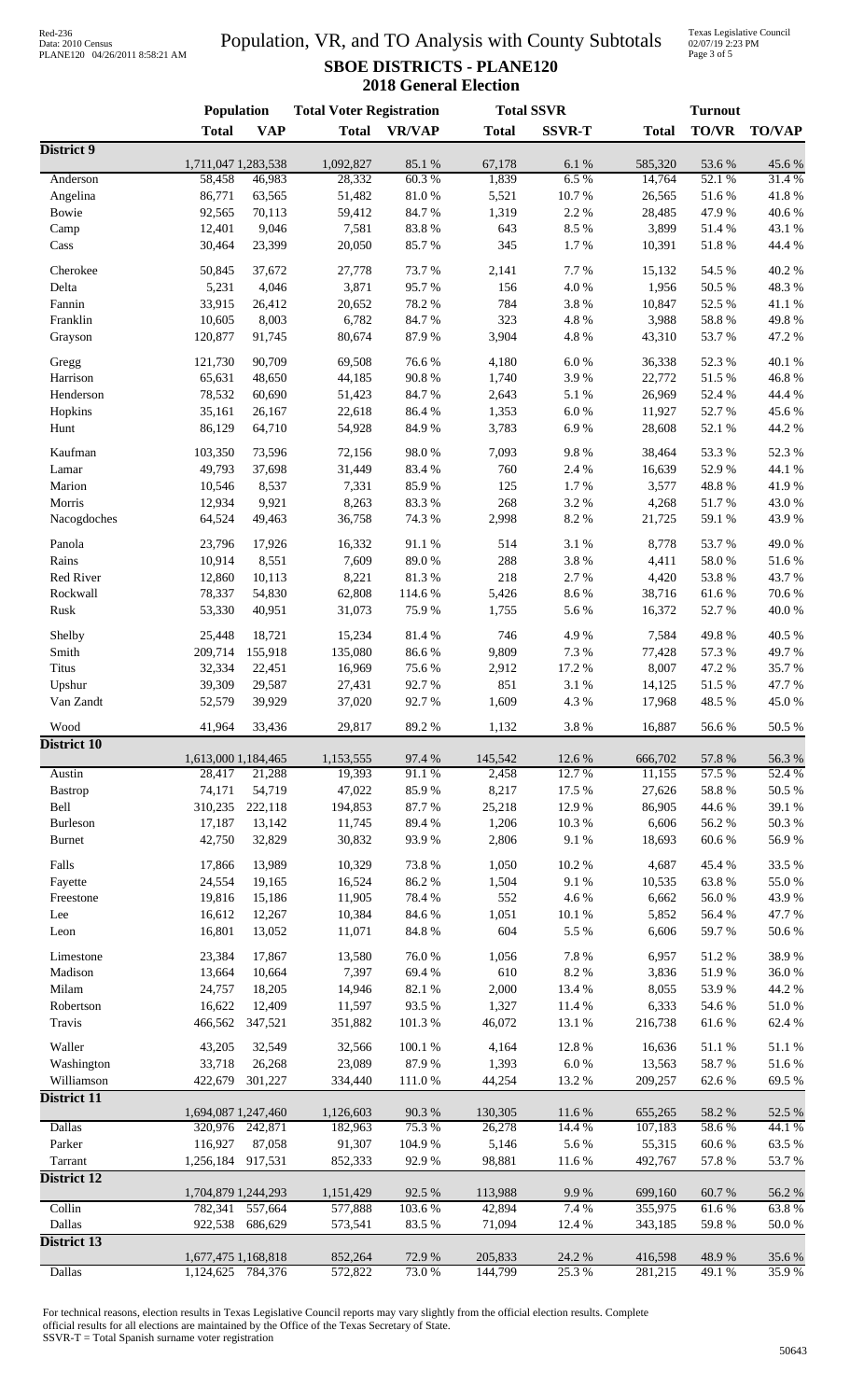# Population, VR, and TO Analysis with County Subtotals

## SBOE DISTRICTS - PLANE120

### 2018 General Election

Red-236
Data: 2010 Census
PLANE120 04/26/2011 8:58:21 AM

Texas Legislative Council
02/07/19 2:23 PM

| | Population | | Total Voter Registration | | Total SSVR | | Turnout | | |
|---|---|---|---|---|---|---|---|---|---|
| | Total | VAP | Total | VR/VAP | Total | SSVR-T | Total | TO/VR | TO/VAP |
| **District 9** | | | | | | | | | |
| | 1,711,047 | 1,283,538 | 1,092,827 | 85.1 % | 67,178 | 6.1 % | 585,320 | 53.6 % | 45.6 % |
| Anderson | 58,458 | 46,983 | 28,332 | 60.3 % | 1,839 | 6.5 % | 14,764 | 52.1 % | 31.4 % |
| Angelina | 86,771 | 63,565 | 51,482 | 81.0 % | 5,521 | 10.7 % | 26,565 | 51.6 % | 41.8 % |
| Bowie | 92,565 | 70,113 | 59,412 | 84.7 % | 1,319 | 2.2 % | 28,485 | 47.9 % | 40.6 % |
| Camp | 12,401 | 9,046 | 7,581 | 83.8 % | 643 | 8.5 % | 3,899 | 51.4 % | 43.1 % |
| Cass | 30,464 | 23,399 | 20,050 | 85.7 % | 345 | 1.7 % | 10,391 | 51.8 % | 44.4 % |
| Cherokee | 50,845 | 37,672 | 27,778 | 73.7 % | 2,141 | 7.7 % | 15,132 | 54.5 % | 40.2 % |
| Delta | 5,231 | 4,046 | 3,871 | 95.7 % | 156 | 4.0 % | 1,956 | 50.5 % | 48.3 % |
| Fannin | 33,915 | 26,412 | 20,652 | 78.2 % | 784 | 3.8 % | 10,847 | 52.5 % | 41.1 % |
| Franklin | 10,605 | 8,003 | 6,782 | 84.7 % | 323 | 4.8 % | 3,988 | 58.8 % | 49.8 % |
| Grayson | 120,877 | 91,745 | 80,674 | 87.9 % | 3,904 | 4.8 % | 43,310 | 53.7 % | 47.2 % |
| Gregg | 121,730 | 90,709 | 69,508 | 76.6 % | 4,180 | 6.0 % | 36,338 | 52.3 % | 40.1 % |
| Harrison | 65,631 | 48,650 | 44,185 | 90.8 % | 1,740 | 3.9 % | 22,772 | 51.5 % | 46.8 % |
| Henderson | 78,532 | 60,690 | 51,423 | 84.7 % | 2,643 | 5.1 % | 26,969 | 52.4 % | 44.4 % |
| Hopkins | 35,161 | 26,167 | 22,618 | 86.4 % | 1,353 | 6.0 % | 11,927 | 52.7 % | 45.6 % |
| Hunt | 86,129 | 64,710 | 54,928 | 84.9 % | 3,783 | 6.9 % | 28,608 | 52.1 % | 44.2 % |
| Kaufman | 103,350 | 73,596 | 72,156 | 98.0 % | 7,093 | 9.8 % | 38,464 | 53.3 % | 52.3 % |
| Lamar | 49,793 | 37,698 | 31,449 | 83.4 % | 760 | 2.4 % | 16,639 | 52.9 % | 44.1 % |
| Marion | 10,546 | 8,537 | 7,331 | 85.9 % | 125 | 1.7 % | 3,577 | 48.8 % | 41.9 % |
| Morris | 12,934 | 9,921 | 8,263 | 83.3 % | 268 | 3.2 % | 4,268 | 51.7 % | 43.0 % |
| Nacogdoches | 64,524 | 49,463 | 36,758 | 74.3 % | 2,998 | 8.2 % | 21,725 | 59.1 % | 43.9 % |
| Panola | 23,796 | 17,926 | 16,332 | 91.1 % | 514 | 3.1 % | 8,778 | 53.7 % | 49.0 % |
| Rains | 10,914 | 8,551 | 7,609 | 89.0 % | 288 | 3.8 % | 4,411 | 58.0 % | 51.6 % |
| Red River | 12,860 | 10,113 | 8,221 | 81.3 % | 218 | 2.7 % | 4,420 | 53.8 % | 43.7 % |
| Rockwall | 78,337 | 54,830 | 62,808 | 114.6 % | 5,426 | 8.6 % | 38,716 | 61.6 % | 70.6 % |
| Rusk | 53,330 | 40,951 | 31,073 | 75.9 % | 1,755 | 5.6 % | 16,372 | 52.7 % | 40.0 % |
| Shelby | 25,448 | 18,721 | 15,234 | 81.4 % | 746 | 4.9 % | 7,584 | 49.8 % | 40.5 % |
| Smith | 209,714 | 155,918 | 135,080 | 86.6 % | 9,809 | 7.3 % | 77,428 | 57.3 % | 49.7 % |
| Titus | 32,334 | 22,451 | 16,969 | 75.6 % | 2,912 | 17.2 % | 8,007 | 47.2 % | 35.7 % |
| Upshur | 39,309 | 29,587 | 27,431 | 92.7 % | 851 | 3.1 % | 14,125 | 51.5 % | 47.7 % |
| Van Zandt | 52,579 | 39,929 | 37,020 | 92.7 % | 1,609 | 4.3 % | 17,968 | 48.5 % | 45.0 % |
| Wood | 41,964 | 33,436 | 29,817 | 89.2 % | 1,132 | 3.8 % | 16,887 | 56.6 % | 50.5 % |
| **District 10** | | | | | | | | | |
| | 1,613,000 | 1,184,465 | 1,153,555 | 97.4 % | 145,542 | 12.6 % | 666,702 | 57.8 % | 56.3 % |
| Austin | 28,417 | 21,288 | 19,393 | 91.1 % | 2,458 | 12.7 % | 11,155 | 57.5 % | 52.4 % |
| Bastrop | 74,171 | 54,719 | 47,022 | 85.9 % | 8,217 | 17.5 % | 27,626 | 58.8 % | 50.5 % |
| Bell | 310,235 | 222,118 | 194,853 | 87.7 % | 25,218 | 12.9 % | 86,905 | 44.6 % | 39.1 % |
| Burleson | 17,187 | 13,142 | 11,745 | 89.4 % | 1,206 | 10.3 % | 6,606 | 56.2 % | 50.3 % |
| Burnet | 42,750 | 32,829 | 30,832 | 93.9 % | 2,806 | 9.1 % | 18,693 | 60.6 % | 56.9 % |
| Falls | 17,866 | 13,989 | 10,329 | 73.8 % | 1,050 | 10.2 % | 4,687 | 45.4 % | 33.5 % |
| Fayette | 24,554 | 19,165 | 16,524 | 86.2 % | 1,504 | 9.1 % | 10,535 | 63.8 % | 55.0 % |
| Freestone | 19,816 | 15,186 | 11,905 | 78.4 % | 552 | 4.6 % | 6,662 | 56.0 % | 43.9 % |
| Lee | 16,612 | 12,267 | 10,384 | 84.6 % | 1,051 | 10.1 % | 5,852 | 56.4 % | 47.7 % |
| Leon | 16,801 | 13,052 | 11,071 | 84.8 % | 604 | 5.5 % | 6,606 | 59.7 % | 50.6 % |
| Limestone | 23,384 | 17,867 | 13,580 | 76.0 % | 1,056 | 7.8 % | 6,957 | 51.2 % | 38.9 % |
| Madison | 13,664 | 10,664 | 7,397 | 69.4 % | 610 | 8.2 % | 3,836 | 51.9 % | 36.0 % |
| Milam | 24,757 | 18,205 | 14,946 | 82.1 % | 2,000 | 13.4 % | 8,055 | 53.9 % | 44.2 % |
| Robertson | 16,622 | 12,409 | 11,597 | 93.5 % | 1,327 | 11.4 % | 6,333 | 54.6 % | 51.0 % |
| Travis | 466,562 | 347,521 | 351,882 | 101.3 % | 46,072 | 13.1 % | 216,738 | 61.6 % | 62.4 % |
| Waller | 43,205 | 32,549 | 32,566 | 100.1 % | 4,164 | 12.8 % | 16,636 | 51.1 % | 51.1 % |
| Washington | 33,718 | 26,268 | 23,089 | 87.9 % | 1,393 | 6.0 % | 13,563 | 58.7 % | 51.6 % |
| Williamson | 422,679 | 301,227 | 334,440 | 111.0 % | 44,254 | 13.2 % | 209,257 | 62.6 % | 69.5 % |
| **District 11** | | | | | | | | | |
| | 1,694,087 | 1,247,460 | 1,126,603 | 90.3 % | 130,305 | 11.6 % | 655,265 | 58.2 % | 52.5 % |
| Dallas | 320,976 | 242,871 | 182,963 | 75.3 % | 26,278 | 14.4 % | 107,183 | 58.6 % | 44.1 % |
| Parker | 116,927 | 87,058 | 91,307 | 104.9 % | 5,146 | 5.6 % | 55,315 | 60.6 % | 63.5 % |
| Tarrant | 1,256,184 | 917,531 | 852,333 | 92.9 % | 98,881 | 11.6 % | 492,767 | 57.8 % | 53.7 % |
| **District 12** | | | | | | | | | |
| | 1,704,879 | 1,244,293 | 1,151,429 | 92.5 % | 113,988 | 9.9 % | 699,160 | 60.7 % | 56.2 % |
| Collin | 782,341 | 557,664 | 577,888 | 103.6 % | 42,894 | 7.4 % | 355,975 | 61.6 % | 63.8 % |
| Dallas | 922,538 | 686,629 | 573,541 | 83.5 % | 71,094 | 12.4 % | 343,185 | 59.8 % | 50.0 % |
| **District 13** | | | | | | | | | |
| | 1,677,475 | 1,168,818 | 852,264 | 72.9 % | 205,833 | 24.2 % | 416,598 | 48.9 % | 35.6 % |
| Dallas | 1,124,625 | 784,376 | 572,822 | 73.0 % | 144,799 | 25.3 % | 281,215 | 49.1 % | 35.9 % |

For technical reasons, election results in Texas Legislative Council reports may vary slightly from the official election results. Complete official results for all elections are maintained by the Office of the Texas Secretary of State.
SSVR-T = Total Spanish surname voter registration

50643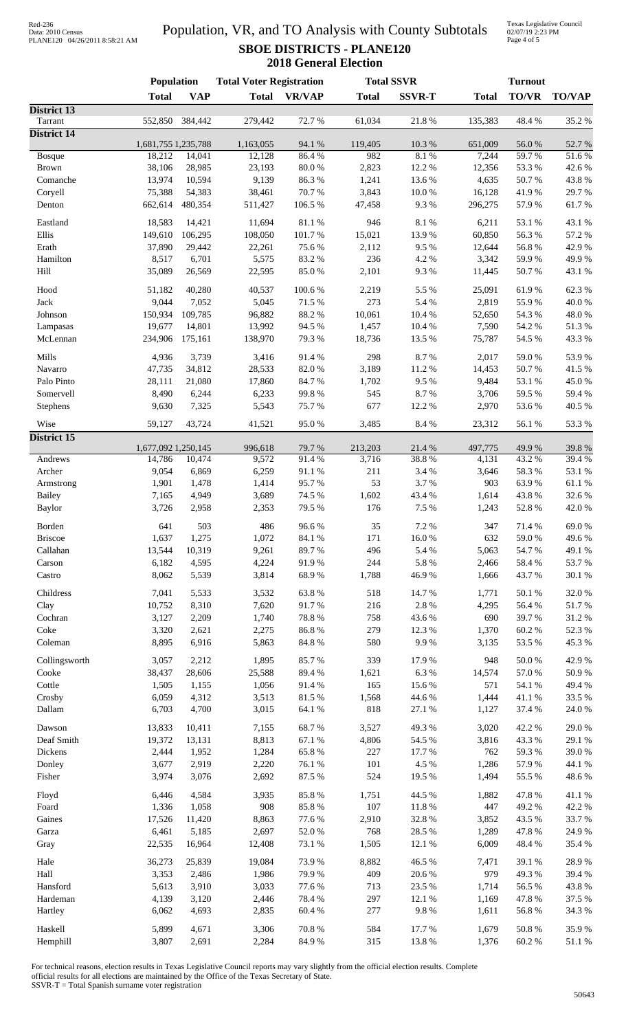# Population, VR, and TO Analysis with County Subtotals

## SBOE DISTRICTS - PLANE120

### 2018 General Election

| | Population | | Total Voter Registration | | Total SSVR | | Turnout | | |
|---|---|---|---|---|---|---|---|---|---|
| | Total | VAP | Total | VR/VAP | Total | SSVR-T | Total | TO/VR | TO/VAP |
| **District 13** | | | | | | | | | |
| Tarrant | 552,850 | 384,442 | 279,442 | 72.7 % | 61,034 | 21.8 % | 135,383 | 48.4 % | 35.2 % |
| **District 14** | | | | | | | | | |
| | 1,681,755 | 1,235,788 | 1,163,055 | 94.1 % | 119,405 | 10.3 % | 651,009 | 56.0 % | 52.7 % |
| Bosque | 18,212 | 14,041 | 12,128 | 86.4 % | 982 | 8.1 % | 7,244 | 59.7 % | 51.6 % |
| Brown | 38,106 | 28,985 | 23,193 | 80.0 % | 2,823 | 12.2 % | 12,356 | 53.3 % | 42.6 % |
| Comanche | 13,974 | 10,594 | 9,139 | 86.3 % | 1,241 | 13.6 % | 4,635 | 50.7 % | 43.8 % |
| Coryell | 75,388 | 54,383 | 38,461 | 70.7 % | 3,843 | 10.0 % | 16,128 | 41.9 % | 29.7 % |
| Denton | 662,614 | 480,354 | 511,427 | 106.5 % | 47,458 | 9.3 % | 296,275 | 57.9 % | 61.7 % |
| Eastland | 18,583 | 14,421 | 11,694 | 81.1 % | 946 | 8.1 % | 6,211 | 53.1 % | 43.1 % |
| Ellis | 149,610 | 106,295 | 108,050 | 101.7 % | 15,021 | 13.9 % | 60,850 | 56.3 % | 57.2 % |
| Erath | 37,890 | 29,442 | 22,261 | 75.6 % | 2,112 | 9.5 % | 12,644 | 56.8 % | 42.9 % |
| Hamilton | 8,517 | 6,701 | 5,575 | 83.2 % | 236 | 4.2 % | 3,342 | 59.9 % | 49.9 % |
| Hill | 35,089 | 26,569 | 22,595 | 85.0 % | 2,101 | 9.3 % | 11,445 | 50.7 % | 43.1 % |
| Hood | 51,182 | 40,280 | 40,537 | 100.6 % | 2,219 | 5.5 % | 25,091 | 61.9 % | 62.3 % |
| Jack | 9,044 | 7,052 | 5,045 | 71.5 % | 273 | 5.4 % | 2,819 | 55.9 % | 40.0 % |
| Johnson | 150,934 | 109,785 | 96,882 | 88.2 % | 10,061 | 10.4 % | 52,650 | 54.3 % | 48.0 % |
| Lampasas | 19,677 | 14,801 | 13,992 | 94.5 % | 1,457 | 10.4 % | 7,590 | 54.2 % | 51.3 % |
| McLennan | 234,906 | 175,161 | 138,970 | 79.3 % | 18,736 | 13.5 % | 75,787 | 54.5 % | 43.3 % |
| Mills | 4,936 | 3,739 | 3,416 | 91.4 % | 298 | 8.7 % | 2,017 | 59.0 % | 53.9 % |
| Navarro | 47,735 | 34,812 | 28,533 | 82.0 % | 3,189 | 11.2 % | 14,453 | 50.7 % | 41.5 % |
| Palo Pinto | 28,111 | 21,080 | 17,860 | 84.7 % | 1,702 | 9.5 % | 9,484 | 53.1 % | 45.0 % |
| Somervell | 8,490 | 6,244 | 6,233 | 99.8 % | 545 | 8.7 % | 3,706 | 59.5 % | 59.4 % |
| Stephens | 9,630 | 7,325 | 5,543 | 75.7 % | 677 | 12.2 % | 2,970 | 53.6 % | 40.5 % |
| Wise | 59,127 | 43,724 | 41,521 | 95.0 % | 3,485 | 8.4 % | 23,312 | 56.1 % | 53.3 % |
| **District 15** | | | | | | | | | |
| | 1,677,092 | 1,250,145 | 996,618 | 79.7 % | 213,203 | 21.4 % | 497,775 | 49.9 % | 39.8 % |
| Andrews | 14,786 | 10,474 | 9,572 | 91.4 % | 3,716 | 38.8 % | 4,131 | 43.2 % | 39.4 % |
| Archer | 9,054 | 6,869 | 6,259 | 91.1 % | 211 | 3.4 % | 3,646 | 58.3 % | 53.1 % |
| Armstrong | 1,901 | 1,478 | 1,414 | 95.7 % | 53 | 3.7 % | 903 | 63.9 % | 61.1 % |
| Bailey | 7,165 | 4,949 | 3,689 | 74.5 % | 1,602 | 43.4 % | 1,614 | 43.8 % | 32.6 % |
| Baylor | 3,726 | 2,958 | 2,353 | 79.5 % | 176 | 7.5 % | 1,243 | 52.8 % | 42.0 % |
| Borden | 641 | 503 | 486 | 96.6 % | 35 | 7.2 % | 347 | 71.4 % | 69.0 % |
| Briscoe | 1,637 | 1,275 | 1,072 | 84.1 % | 171 | 16.0 % | 632 | 59.0 % | 49.6 % |
| Callahan | 13,544 | 10,319 | 9,261 | 89.7 % | 496 | 5.4 % | 5,063 | 54.7 % | 49.1 % |
| Carson | 6,182 | 4,595 | 4,224 | 91.9 % | 244 | 5.8 % | 2,466 | 58.4 % | 53.7 % |
| Castro | 8,062 | 5,539 | 3,814 | 68.9 % | 1,788 | 46.9 % | 1,666 | 43.7 % | 30.1 % |
| Childress | 7,041 | 5,533 | 3,532 | 63.8 % | 518 | 14.7 % | 1,771 | 50.1 % | 32.0 % |
| Clay | 10,752 | 8,310 | 7,620 | 91.7 % | 216 | 2.8 % | 4,295 | 56.4 % | 51.7 % |
| Cochran | 3,127 | 2,209 | 1,740 | 78.8 % | 758 | 43.6 % | 690 | 39.7 % | 31.2 % |
| Coke | 3,320 | 2,621 | 2,275 | 86.8 % | 279 | 12.3 % | 1,370 | 60.2 % | 52.3 % |
| Coleman | 8,895 | 6,916 | 5,863 | 84.8 % | 580 | 9.9 % | 3,135 | 53.5 % | 45.3 % |
| Collingsworth | 3,057 | 2,212 | 1,895 | 85.7 % | 339 | 17.9 % | 948 | 50.0 % | 42.9 % |
| Cooke | 38,437 | 28,606 | 25,588 | 89.4 % | 1,621 | 6.3 % | 14,574 | 57.0 % | 50.9 % |
| Cottle | 1,505 | 1,155 | 1,056 | 91.4 % | 165 | 15.6 % | 571 | 54.1 % | 49.4 % |
| Crosby | 6,059 | 4,312 | 3,513 | 81.5 % | 1,568 | 44.6 % | 1,444 | 41.1 % | 33.5 % |
| Dallam | 6,703 | 4,700 | 3,015 | 64.1 % | 818 | 27.1 % | 1,127 | 37.4 % | 24.0 % |
| Dawson | 13,833 | 10,411 | 7,155 | 68.7 % | 3,527 | 49.3 % | 3,020 | 42.2 % | 29.0 % |
| Deaf Smith | 19,372 | 13,131 | 8,813 | 67.1 % | 4,806 | 54.5 % | 3,816 | 43.3 % | 29.1 % |
| Dickens | 2,444 | 1,952 | 1,284 | 65.8 % | 227 | 17.7 % | 762 | 59.3 % | 39.0 % |
| Donley | 3,677 | 2,919 | 2,220 | 76.1 % | 101 | 4.5 % | 1,286 | 57.9 % | 44.1 % |
| Fisher | 3,974 | 3,076 | 2,692 | 87.5 % | 524 | 19.5 % | 1,494 | 55.5 % | 48.6 % |
| Floyd | 6,446 | 4,584 | 3,935 | 85.8 % | 1,751 | 44.5 % | 1,882 | 47.8 % | 41.1 % |
| Foard | 1,336 | 1,058 | 908 | 85.8 % | 107 | 11.8 % | 447 | 49.2 % | 42.2 % |
| Gaines | 17,526 | 11,420 | 8,863 | 77.6 % | 2,910 | 32.8 % | 3,852 | 43.5 % | 33.7 % |
| Garza | 6,461 | 5,185 | 2,697 | 52.0 % | 768 | 28.5 % | 1,289 | 47.8 % | 24.9 % |
| Gray | 22,535 | 16,964 | 12,408 | 73.1 % | 1,505 | 12.1 % | 6,009 | 48.4 % | 35.4 % |
| Hale | 36,273 | 25,839 | 19,084 | 73.9 % | 8,882 | 46.5 % | 7,471 | 39.1 % | 28.9 % |
| Hall | 3,353 | 2,486 | 1,986 | 79.9 % | 409 | 20.6 % | 979 | 49.3 % | 39.4 % |
| Hansford | 5,613 | 3,910 | 3,033 | 77.6 % | 713 | 23.5 % | 1,714 | 56.5 % | 43.8 % |
| Hardeman | 4,139 | 3,120 | 2,446 | 78.4 % | 297 | 12.1 % | 1,169 | 47.8 % | 37.5 % |
| Hartley | 6,062 | 4,693 | 2,835 | 60.4 % | 277 | 9.8 % | 1,611 | 56.8 % | 34.3 % |
| Haskell | 5,899 | 4,671 | 3,306 | 70.8 % | 584 | 17.7 % | 1,679 | 50.8 % | 35.9 % |
| Hemphill | 3,807 | 2,691 | 2,284 | 84.9 % | 315 | 13.8 % | 1,376 | 60.2 % | 51.1 % |

For technical reasons, election results in Texas Legislative Council reports may vary slightly from the official election results. Complete official results for all elections are maintained by the Office of the Texas Secretary of State.

SSVR-T = Total Spanish surname voter registration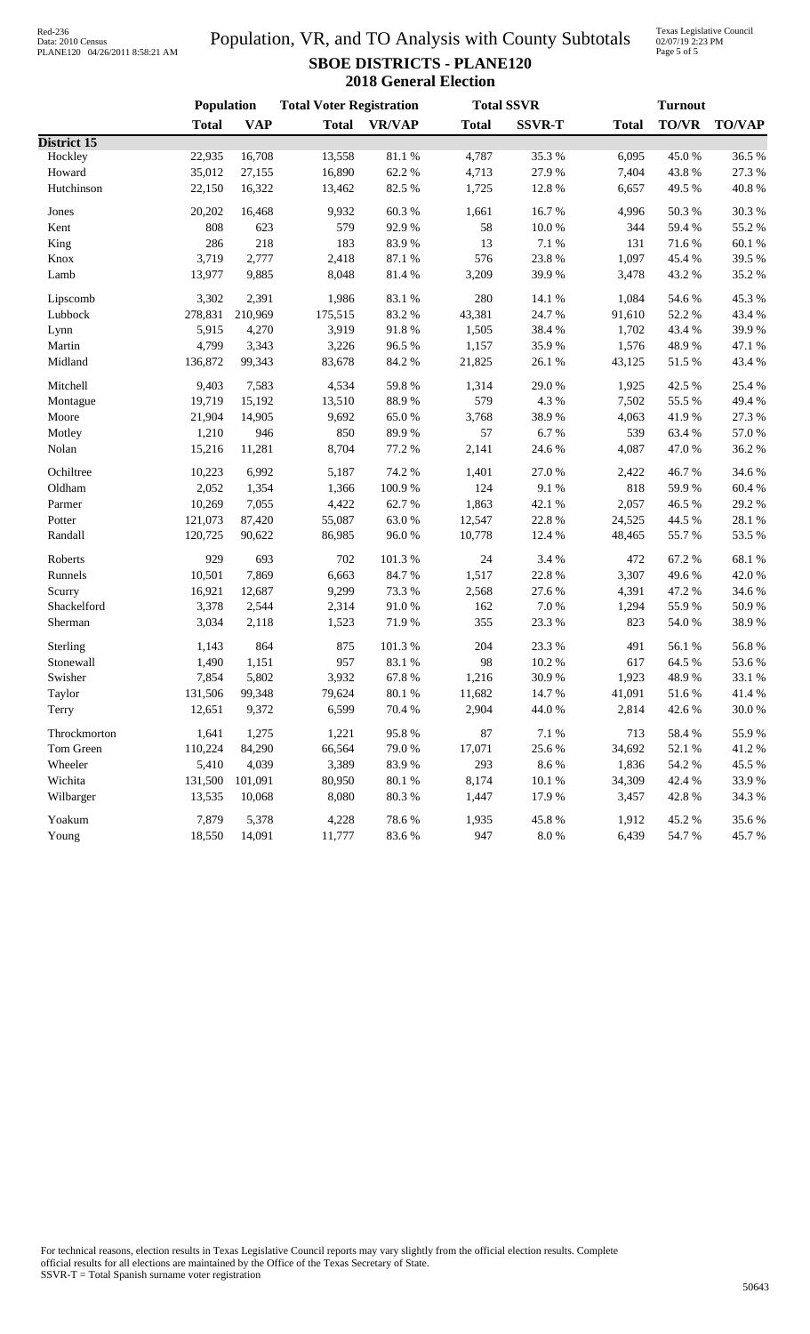# Population, VR, and TO Analysis with County Subtotals

## SBOE DISTRICTS - PLANE120

### 2018 General Election

Red-236
Data: 2010 Census
PLANE120 04/26/2011 8:58:21 AM

Texas Legislative Council
02/07/19 2:23 PM

| | Population | | Total Voter Registration | | Total SSVR | | Turnout | | |
|---|---|---|---|---|---|---|---|---|---|
| | **Total** | **VAP** | **Total** | **VR/VAP** | **Total** | **SSVR-T** | **Total** | **TO/VR** | **TO/VAP** |
| **District 15** | | | | | | | | | |
| Hockley | 22,935 | 16,708 | 13,558 | 81.1 % | 4,787 | 35.3 % | 6,095 | 45.0 % | 36.5 % |
| Howard | 35,012 | 27,155 | 16,890 | 62.2 % | 4,713 | 27.9 % | 7,404 | 43.8 % | 27.3 % |
| Hutchinson | 22,150 | 16,322 | 13,462 | 82.5 % | 1,725 | 12.8 % | 6,657 | 49.5 % | 40.8 % |
| Jones | 20,202 | 16,468 | 9,932 | 60.3 % | 1,661 | 16.7 % | 4,996 | 50.3 % | 30.3 % |
| Kent | 808 | 623 | 579 | 92.9 % | 58 | 10.0 % | 344 | 59.4 % | 55.2 % |
| King | 286 | 218 | 183 | 83.9 % | 13 | 7.1 % | 131 | 71.6 % | 60.1 % |
| Knox | 3,719 | 2,777 | 2,418 | 87.1 % | 576 | 23.8 % | 1,097 | 45.4 % | 39.5 % |
| Lamb | 13,977 | 9,885 | 8,048 | 81.4 % | 3,209 | 39.9 % | 3,478 | 43.2 % | 35.2 % |
| Lipscomb | 3,302 | 2,391 | 1,986 | 83.1 % | 280 | 14.1 % | 1,084 | 54.6 % | 45.3 % |
| Lubbock | 278,831 | 210,969 | 175,515 | 83.2 % | 43,381 | 24.7 % | 91,610 | 52.2 % | 43.4 % |
| Lynn | 5,915 | 4,270 | 3,919 | 91.8 % | 1,505 | 38.4 % | 1,702 | 43.4 % | 39.9 % |
| Martin | 4,799 | 3,343 | 3,226 | 96.5 % | 1,157 | 35.9 % | 1,576 | 48.9 % | 47.1 % |
| Midland | 136,872 | 99,343 | 83,678 | 84.2 % | 21,825 | 26.1 % | 43,125 | 51.5 % | 43.4 % |
| Mitchell | 9,403 | 7,583 | 4,534 | 59.8 % | 1,314 | 29.0 % | 1,925 | 42.5 % | 25.4 % |
| Montague | 19,719 | 15,192 | 13,510 | 88.9 % | 579 | 4.3 % | 7,502 | 55.5 % | 49.4 % |
| Moore | 21,904 | 14,905 | 9,692 | 65.0 % | 3,768 | 38.9 % | 4,063 | 41.9 % | 27.3 % |
| Motley | 1,210 | 946 | 850 | 89.9 % | 57 | 6.7 % | 539 | 63.4 % | 57.0 % |
| Nolan | 15,216 | 11,281 | 8,704 | 77.2 % | 2,141 | 24.6 % | 4,087 | 47.0 % | 36.2 % |
| Ochiltree | 10,223 | 6,992 | 5,187 | 74.2 % | 1,401 | 27.0 % | 2,422 | 46.7 % | 34.6 % |
| Oldham | 2,052 | 1,354 | 1,366 | 100.9 % | 124 | 9.1 % | 818 | 59.9 % | 60.4 % |
| Parmer | 10,269 | 7,055 | 4,422 | 62.7 % | 1,863 | 42.1 % | 2,057 | 46.5 % | 29.2 % |
| Potter | 121,073 | 87,420 | 55,087 | 63.0 % | 12,547 | 22.8 % | 24,525 | 44.5 % | 28.1 % |
| Randall | 120,725 | 90,622 | 86,985 | 96.0 % | 10,778 | 12.4 % | 48,465 | 55.7 % | 53.5 % |
| Roberts | 929 | 693 | 702 | 101.3 % | 24 | 3.4 % | 472 | 67.2 % | 68.1 % |
| Runnels | 10,501 | 7,869 | 6,663 | 84.7 % | 1,517 | 22.8 % | 3,307 | 49.6 % | 42.0 % |
| Scurry | 16,921 | 12,687 | 9,299 | 73.3 % | 2,568 | 27.6 % | 4,391 | 47.2 % | 34.6 % |
| Shackelford | 3,378 | 2,544 | 2,314 | 91.0 % | 162 | 7.0 % | 1,294 | 55.9 % | 50.9 % |
| Sherman | 3,034 | 2,118 | 1,523 | 71.9 % | 355 | 23.3 % | 823 | 54.0 % | 38.9 % |
| Sterling | 1,143 | 864 | 875 | 101.3 % | 204 | 23.3 % | 491 | 56.1 % | 56.8 % |
| Stonewall | 1,490 | 1,151 | 957 | 83.1 % | 98 | 10.2 % | 617 | 64.5 % | 53.6 % |
| Swisher | 7,854 | 5,802 | 3,932 | 67.8 % | 1,216 | 30.9 % | 1,923 | 48.9 % | 33.1 % |
| Taylor | 131,506 | 99,348 | 79,624 | 80.1 % | 11,682 | 14.7 % | 41,091 | 51.6 % | 41.4 % |
| Terry | 12,651 | 9,372 | 6,599 | 70.4 % | 2,904 | 44.0 % | 2,814 | 42.6 % | 30.0 % |
| Throckmorton | 1,641 | 1,275 | 1,221 | 95.8 % | 87 | 7.1 % | 713 | 58.4 % | 55.9 % |
| Tom Green | 110,224 | 84,290 | 66,564 | 79.0 % | 17,071 | 25.6 % | 34,692 | 52.1 % | 41.2 % |
| Wheeler | 5,410 | 4,039 | 3,389 | 83.9 % | 293 | 8.6 % | 1,836 | 54.2 % | 45.5 % |
| Wichita | 131,500 | 101,091 | 80,950 | 80.1 % | 8,174 | 10.1 % | 34,309 | 42.4 % | 33.9 % |
| Wilbarger | 13,535 | 10,068 | 8,080 | 80.3 % | 1,447 | 17.9 % | 3,457 | 42.8 % | 34.3 % |
| Yoakum | 7,879 | 5,378 | 4,228 | 78.6 % | 1,935 | 45.8 % | 1,912 | 45.2 % | 35.6 % |
| Young | 18,550 | 14,091 | 11,777 | 83.6 % | 947 | 8.0 % | 6,439 | 54.7 % | 45.7 % |

For technical reasons, election results in Texas Legislative Council reports may vary slightly from the official election results. Complete official results for all elections are maintained by the Office of the Texas Secretary of State.
SSVR-T = Total Spanish surname voter registration

50643